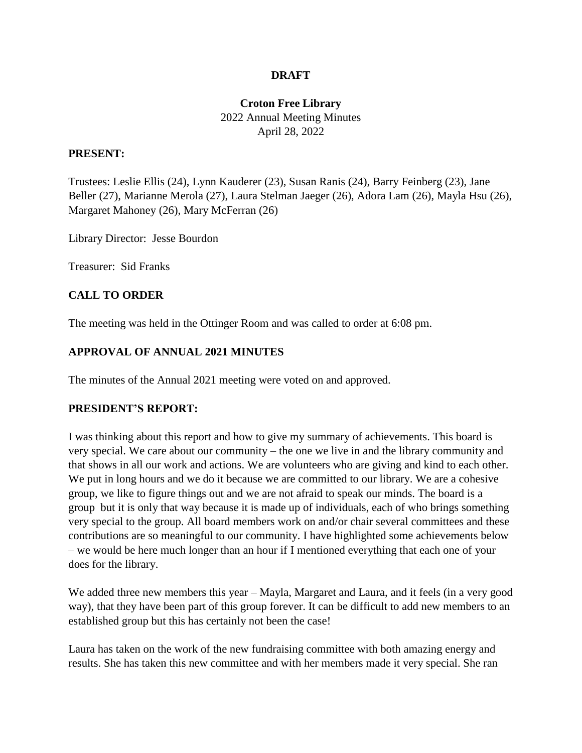**DRAFT**

**Croton Free Library**

2022 Annual Meeting Minutes

April 28, 2022

**PRESENT:**

Trustees: Leslie Ellis (24), Lynn Kauderer (23), Susan Ranis (24), Barry Feinberg (23), Jane Beller (27), Marianne Merola (27), Laura Stelman Jaeger (26), Adora Lam (26), Mayla Hsu (26), Margaret Mahoney (26), Mary McFerran (26)

Library Director: Jesse Bourdon

Treasurer: Sid Franks

**CALL TO ORDER**

The meeting was held in the Ottinger Room and was called to order at 6:08 pm.

**APPROVAL OF ANNUAL 2021 MINUTES**

The minutes of the Annual 2021 meeting were voted on and approved.

**PRESIDENT'S REPORT:**

I was thinking about this report and how to give my summary of achievements. This board is very special. We care about our community – the one we live in and the library community and that shows in all our work and actions. We are volunteers who are giving and kind to each other. We put in long hours and we do it because we are committed to our library. We are a cohesive group, we like to figure things out and we are not afraid to speak our minds. The board is a group but it is only that way because it is made up of individuals, each of who brings something very special to the group. All board members work on and/or chair several committees and these contributions are so meaningful to our community. I have highlighted some achievements below – we would be here much longer than an hour if I mentioned everything that each one of your does for the library.

We added three new members this year – Mayla, Margaret and Laura, and it feels (in a very good way), that they have been part of this group forever. It can be difficult to add new members to an established group but this has certainly not been the case!

Laura has taken on the work of the new fundraising committee with both amazing energy and results. She has taken this new committee and with her members made it very special. She ran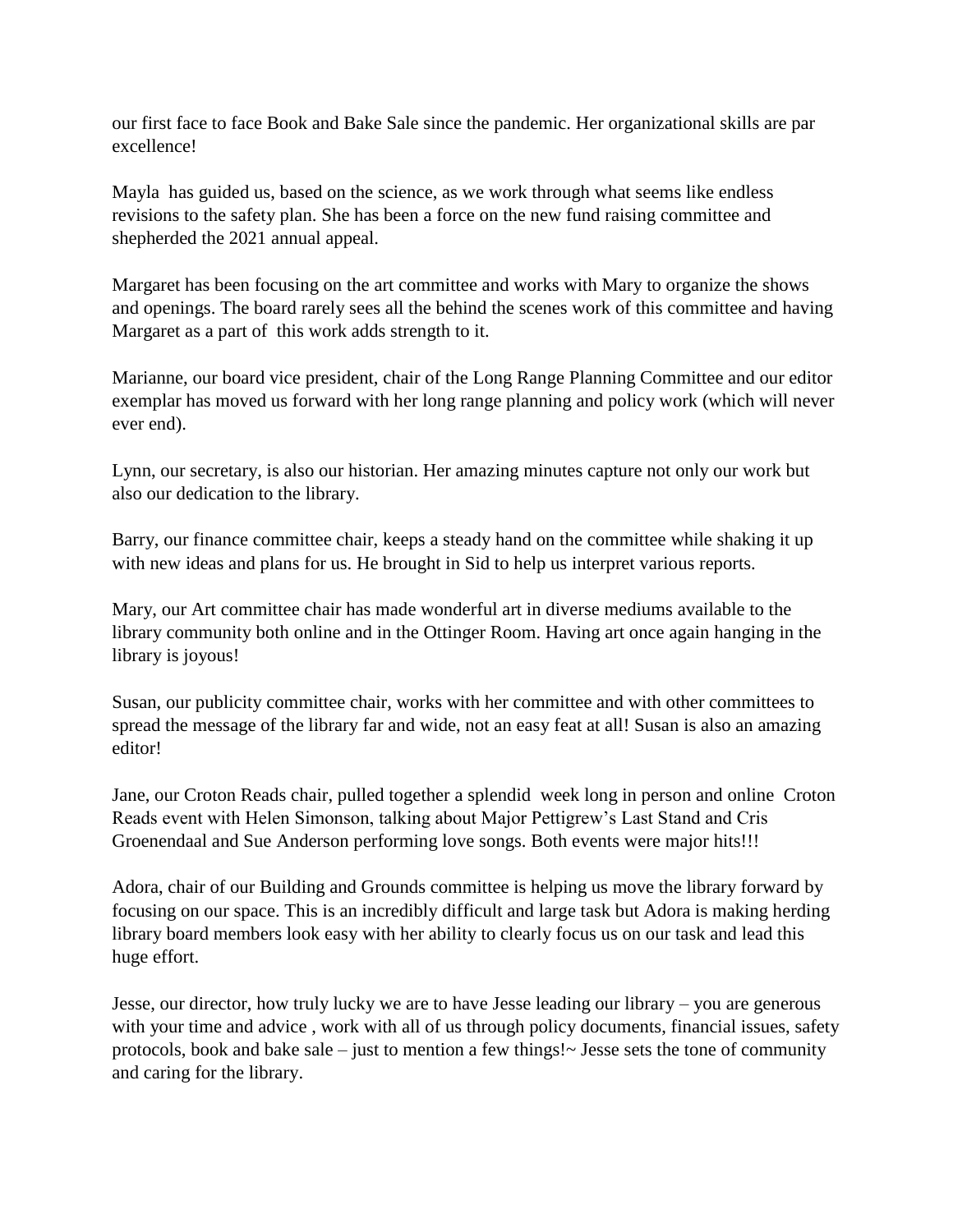our first face to face Book and Bake Sale since the pandemic. Her organizational skills are par excellence!

Mayla has guided us, based on the science, as we work through what seems like endless revisions to the safety plan. She has been a force on the new fund raising committee and shepherded the 2021 annual appeal.

Margaret has been focusing on the art committee and works with Mary to organize the shows and openings. The board rarely sees all the behind the scenes work of this committee and having Margaret as a part of this work adds strength to it.

Marianne, our board vice president, chair of the Long Range Planning Committee and our editor exemplar has moved us forward with her long range planning and policy work (which will never ever end).

Lynn, our secretary, is also our historian. Her amazing minutes capture not only our work but also our dedication to the library.

Barry, our finance committee chair, keeps a steady hand on the committee while shaking it up with new ideas and plans for us. He brought in Sid to help us interpret various reports.

Mary, our Art committee chair has made wonderful art in diverse mediums available to the library community both online and in the Ottinger Room. Having art once again hanging in the library is joyous!

Susan, our publicity committee chair, works with her committee and with other committees to spread the message of the library far and wide, not an easy feat at all! Susan is also an amazing editor!

Jane, our Croton Reads chair, pulled together a splendid week long in person and online Croton Reads event with Helen Simonson, talking about Major Pettigrew's Last Stand and Cris Groenendaal and Sue Anderson performing love songs. Both events were major hits!!!

Adora, chair of our Building and Grounds committee is helping us move the library forward by focusing on our space. This is an incredibly difficult and large task but Adora is making herding library board members look easy with her ability to clearly focus us on our task and lead this huge effort.

Jesse, our director, how truly lucky we are to have Jesse leading our library – you are generous with your time and advice , work with all of us through policy documents, financial issues, safety protocols, book and bake sale – just to mention a few things!~ Jesse sets the tone of community and caring for the library.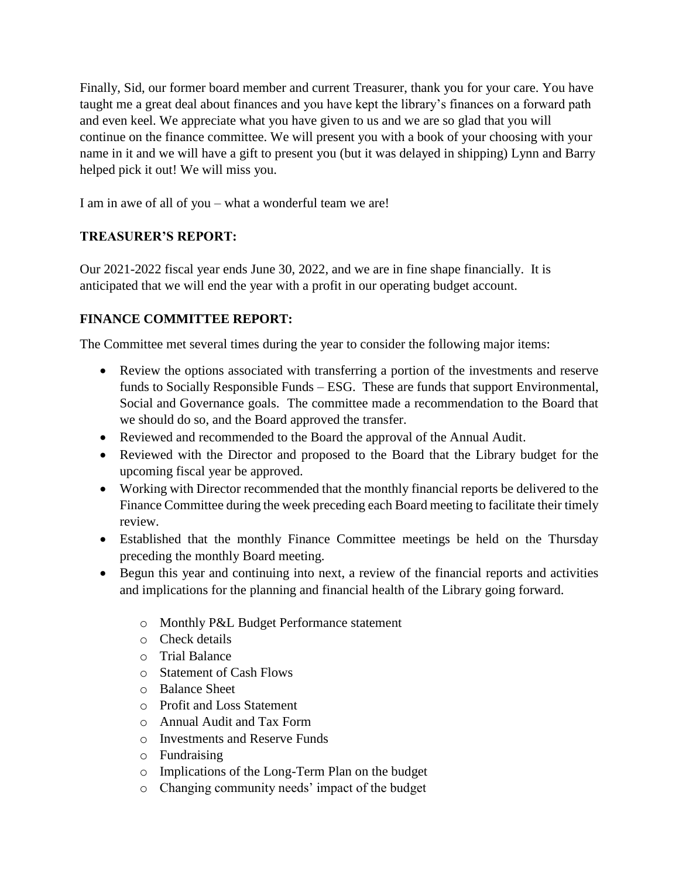Finally, Sid, our former board member and current Treasurer, thank you for your care. You have taught me a great deal about finances and you have kept the library's finances on a forward path and even keel. We appreciate what you have given to us and we are so glad that you will continue on the finance committee. We will present you with a book of your choosing with your name in it and we will have a gift to present you (but it was delayed in shipping) Lynn and Barry helped pick it out! We will miss you.

I am in awe of all of you – what a wonderful team we are!

**TREASURER'S REPORT:**

Our 2021-2022 fiscal year ends June 30, 2022, and we are in fine shape financially. It is anticipated that we will end the year with a profit in our operating budget account.

**FINANCE COMMITTEE REPORT:**

The Committee met several times during the year to consider the following major items:

- Review the options associated with transferring a portion of the investments and reserve funds to Socially Responsible Funds – ESG. These are funds that support Environmental, Social and Governance goals. The committee made a recommendation to the Board that we should do so, and the Board approved the transfer.
- Reviewed and recommended to the Board the approval of the Annual Audit.
- Reviewed with the Director and proposed to the Board that the Library budget for the upcoming fiscal year be approved.
- Working with Director recommended that the monthly financial reports be delivered to the Finance Committee during the week preceding each Board meeting to facilitate their timely review.
- Established that the monthly Finance Committee meetings be held on the Thursday preceding the monthly Board meeting.
- Begun this year and continuing into next, a review of the financial reports and activities and implications for the planning and financial health of the Library going forward.
    - Monthly P&L Budget Performance statement
    - Check details
    - Trial Balance
    - Statement of Cash Flows
    - Balance Sheet
    - Profit and Loss Statement
    - Annual Audit and Tax Form
    - Investments and Reserve Funds
    - Fundraising
    - Implications of the Long-Term Plan on the budget
    - Changing community needs' impact of the budget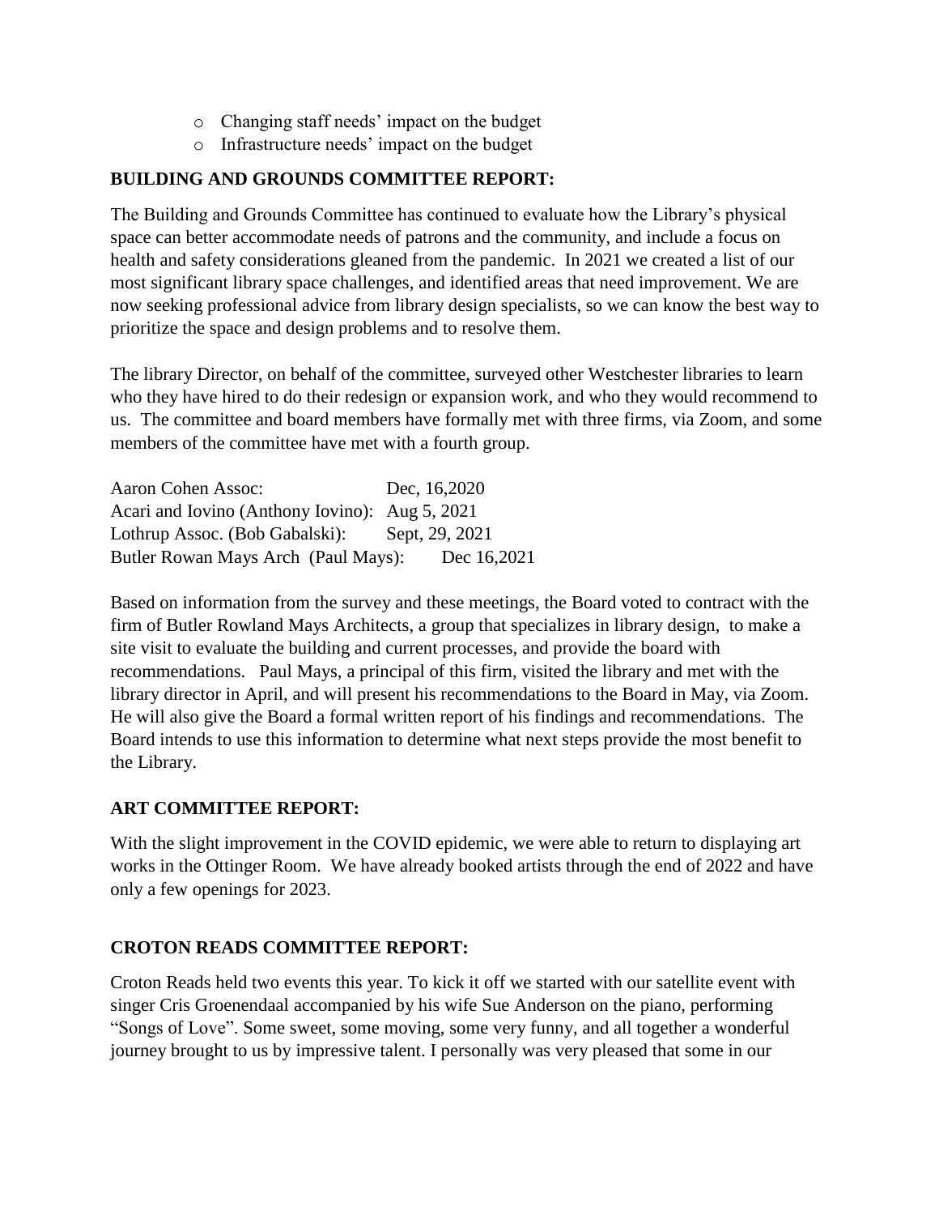- Changing staff needs' impact on the budget
- Infrastructure needs' impact on the budget

**BUILDING AND GROUNDS COMMITTEE REPORT:**

The Building and Grounds Committee has continued to evaluate how the Library's physical space can better accommodate needs of patrons and the community, and include a focus on health and safety considerations gleaned from the pandemic. In 2021 we created a list of our most significant library space challenges, and identified areas that need improvement. We are now seeking professional advice from library design specialists, so we can know the best way to prioritize the space and design problems and to resolve them.

The library Director, on behalf of the committee, surveyed other Westchester libraries to learn who they have hired to do their redesign or expansion work, and who they would recommend to us. The committee and board members have formally met with three firms, via Zoom, and some members of the committee have met with a fourth group.

| | |
|---|---|
| Aaron Cohen Assoc: | Dec, 16,2020 |
| Acari and Iovino (Anthony Iovino): | Aug 5, 2021 |
| Lothrup Assoc. (Bob Gabalski): | Sept, 29, 2021 |
| Butler Rowan Mays Arch (Paul Mays): | Dec 16,2021 |

Based on information from the survey and these meetings, the Board voted to contract with the firm of Butler Rowland Mays Architects, a group that specializes in library design, to make a site visit to evaluate the building and current processes, and provide the board with recommendations. Paul Mays, a principal of this firm, visited the library and met with the library director in April, and will present his recommendations to the Board in May, via Zoom. He will also give the Board a formal written report of his findings and recommendations. The Board intends to use this information to determine what next steps provide the most benefit to the Library.

**ART COMMITTEE REPORT:**

With the slight improvement in the COVID epidemic, we were able to return to displaying art works in the Ottinger Room. We have already booked artists through the end of 2022 and have only a few openings for 2023.

**CROTON READS COMMITTEE REPORT:**

Croton Reads held two events this year. To kick it off we started with our satellite event with singer Cris Groenendaal accompanied by his wife Sue Anderson on the piano, performing "Songs of Love". Some sweet, some moving, some very funny, and all together a wonderful journey brought to us by impressive talent. I personally was very pleased that some in our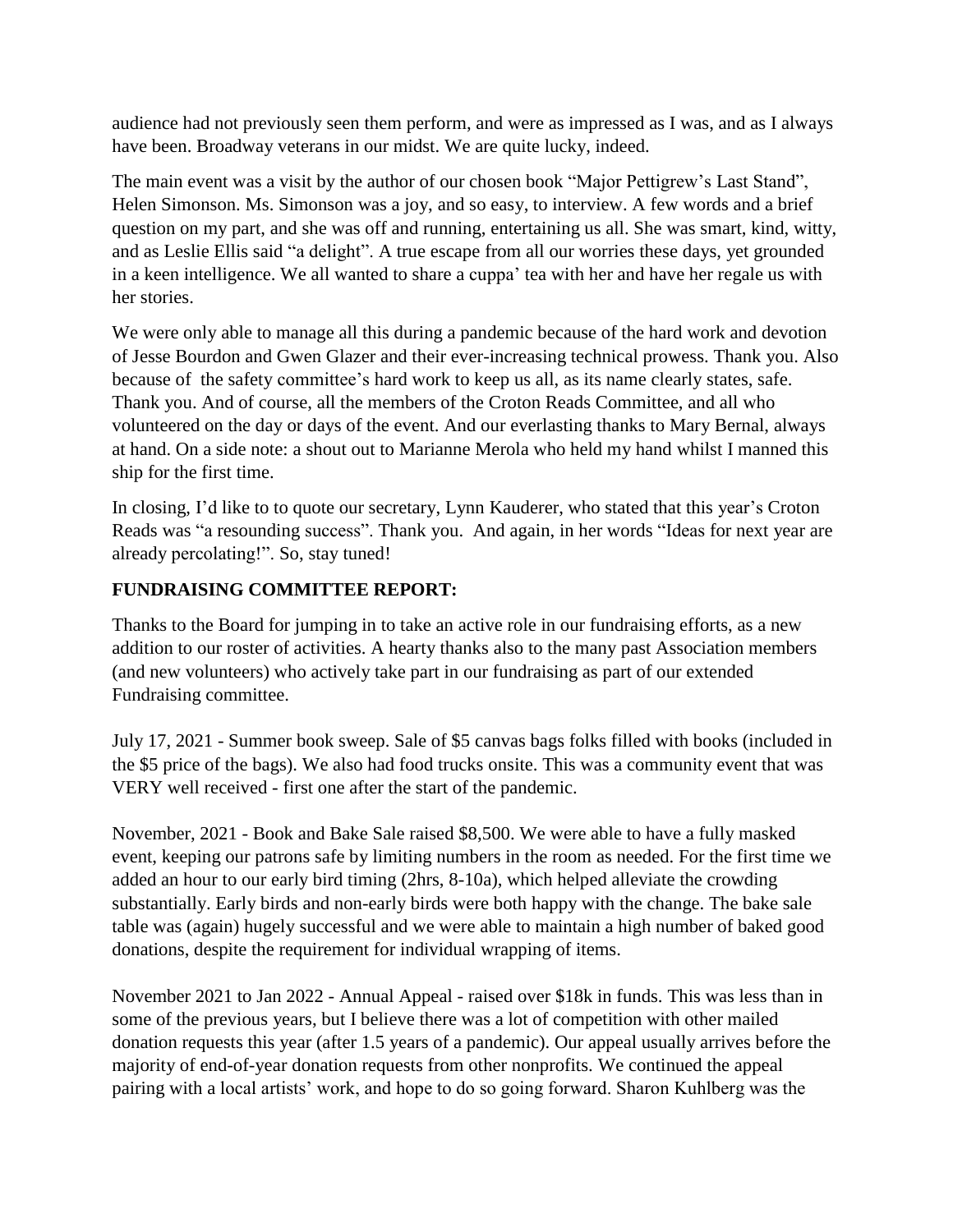audience had not previously seen them perform, and were as impressed as I was, and as I always have been. Broadway veterans in our midst. We are quite lucky, indeed.

The main event was a visit by the author of our chosen book "Major Pettigrew's Last Stand", Helen Simonson. Ms. Simonson was a joy, and so easy, to interview. A few words and a brief question on my part, and she was off and running, entertaining us all. She was smart, kind, witty, and as Leslie Ellis said "a delight". A true escape from all our worries these days, yet grounded in a keen intelligence. We all wanted to share a cuppa' tea with her and have her regale us with her stories.

We were only able to manage all this during a pandemic because of the hard work and devotion of Jesse Bourdon and Gwen Glazer and their ever-increasing technical prowess. Thank you. Also because of the safety committee's hard work to keep us all, as its name clearly states, safe. Thank you. And of course, all the members of the Croton Reads Committee, and all who volunteered on the day or days of the event. And our everlasting thanks to Mary Bernal, always at hand. On a side note: a shout out to Marianne Merola who held my hand whilst I manned this ship for the first time.

In closing, I'd like to to quote our secretary, Lynn Kauderer, who stated that this year's Croton Reads was "a resounding success". Thank you. And again, in her words "Ideas for next year are already percolating!". So, stay tuned!

**FUNDRAISING COMMITTEE REPORT:**

Thanks to the Board for jumping in to take an active role in our fundraising efforts, as a new addition to our roster of activities. A hearty thanks also to the many past Association members (and new volunteers) who actively take part in our fundraising as part of our extended Fundraising committee.

July 17, 2021 - Summer book sweep. Sale of $5 canvas bags folks filled with books (included in the $5 price of the bags). We also had food trucks onsite. This was a community event that was VERY well received - first one after the start of the pandemic.

November, 2021 - Book and Bake Sale raised $8,500. We were able to have a fully masked event, keeping our patrons safe by limiting numbers in the room as needed. For the first time we added an hour to our early bird timing (2hrs, 8-10a), which helped alleviate the crowding substantially. Early birds and non-early birds were both happy with the change. The bake sale table was (again) hugely successful and we were able to maintain a high number of baked good donations, despite the requirement for individual wrapping of items.

November 2021 to Jan 2022 - Annual Appeal - raised over $18k in funds. This was less than in some of the previous years, but I believe there was a lot of competition with other mailed donation requests this year (after 1.5 years of a pandemic). Our appeal usually arrives before the majority of end-of-year donation requests from other nonprofits. We continued the appeal pairing with a local artists' work, and hope to do so going forward. Sharon Kuhlberg was the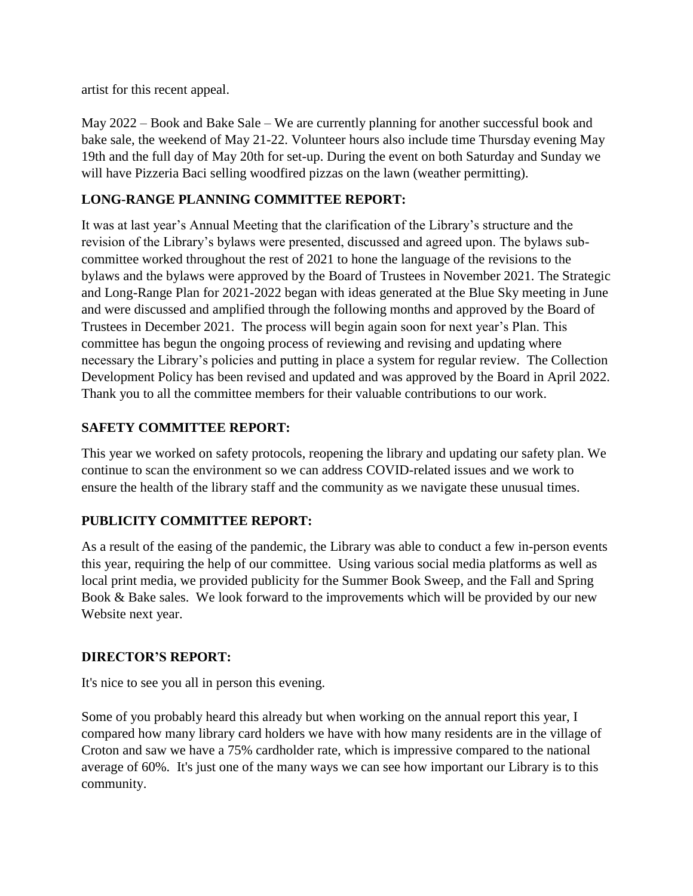artist for this recent appeal.

May 2022 – Book and Bake Sale – We are currently planning for another successful book and bake sale, the weekend of May 21-22. Volunteer hours also include time Thursday evening May 19th and the full day of May 20th for set-up. During the event on both Saturday and Sunday we will have Pizzeria Baci selling woodfired pizzas on the lawn (weather permitting).

**LONG-RANGE PLANNING COMMITTEE REPORT:**

It was at last year's Annual Meeting that the clarification of the Library's structure and the revision of the Library's bylaws were presented, discussed and agreed upon. The bylaws sub-committee worked throughout the rest of 2021 to hone the language of the revisions to the bylaws and the bylaws were approved by the Board of Trustees in November 2021. The Strategic and Long-Range Plan for 2021-2022 began with ideas generated at the Blue Sky meeting in June and were discussed and amplified through the following months and approved by the Board of Trustees in December 2021. The process will begin again soon for next year's Plan. This committee has begun the ongoing process of reviewing and revising and updating where necessary the Library's policies and putting in place a system for regular review. The Collection Development Policy has been revised and updated and was approved by the Board in April 2022. Thank you to all the committee members for their valuable contributions to our work.

**SAFETY COMMITTEE REPORT:**

This year we worked on safety protocols, reopening the library and updating our safety plan. We continue to scan the environment so we can address COVID-related issues and we work to ensure the health of the library staff and the community as we navigate these unusual times.

**PUBLICITY COMMITTEE REPORT:**

As a result of the easing of the pandemic, the Library was able to conduct a few in-person events this year, requiring the help of our committee. Using various social media platforms as well as local print media, we provided publicity for the Summer Book Sweep, and the Fall and Spring Book & Bake sales. We look forward to the improvements which will be provided by our new Website next year.

**DIRECTOR'S REPORT:**

It's nice to see you all in person this evening.

Some of you probably heard this already but when working on the annual report this year, I compared how many library card holders we have with how many residents are in the village of Croton and saw we have a 75% cardholder rate, which is impressive compared to the national average of 60%. It's just one of the many ways we can see how important our Library is to this community.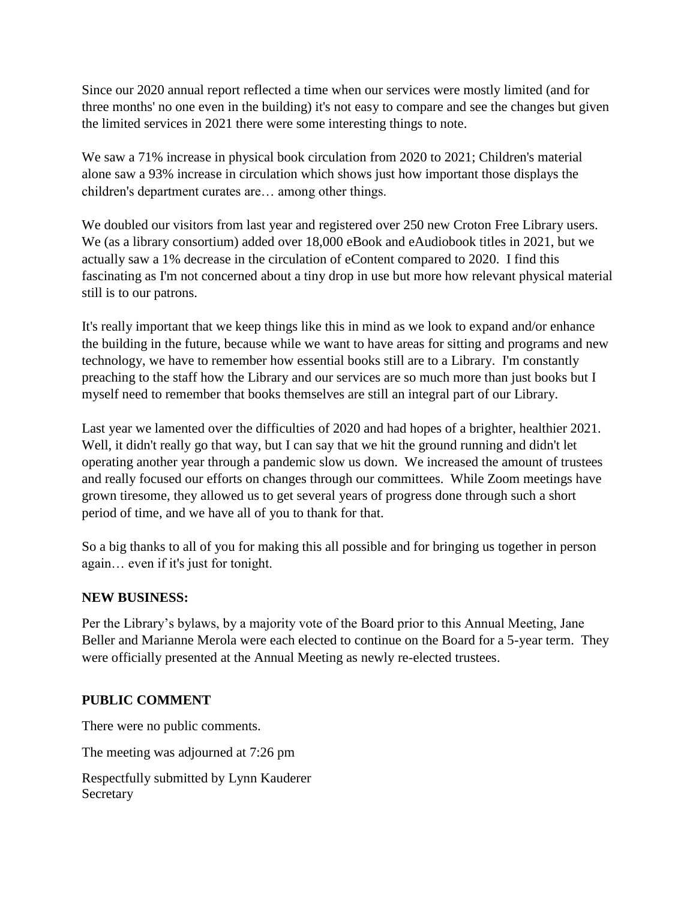Since our 2020 annual report reflected a time when our services were mostly limited (and for three months' no one even in the building) it's not easy to compare and see the changes but given the limited services in 2021 there were some interesting things to note.

We saw a 71% increase in physical book circulation from 2020 to 2021; Children's material alone saw a 93% increase in circulation which shows just how important those displays the children's department curates are… among other things.

We doubled our visitors from last year and registered over 250 new Croton Free Library users. We (as a library consortium) added over 18,000 eBook and eAudiobook titles in 2021, but we actually saw a 1% decrease in the circulation of eContent compared to 2020. I find this fascinating as I'm not concerned about a tiny drop in use but more how relevant physical material still is to our patrons.

It's really important that we keep things like this in mind as we look to expand and/or enhance the building in the future, because while we want to have areas for sitting and programs and new technology, we have to remember how essential books still are to a Library. I'm constantly preaching to the staff how the Library and our services are so much more than just books but I myself need to remember that books themselves are still an integral part of our Library.

Last year we lamented over the difficulties of 2020 and had hopes of a brighter, healthier 2021. Well, it didn't really go that way, but I can say that we hit the ground running and didn't let operating another year through a pandemic slow us down. We increased the amount of trustees and really focused our efforts on changes through our committees. While Zoom meetings have grown tiresome, they allowed us to get several years of progress done through such a short period of time, and we have all of you to thank for that.

So a big thanks to all of you for making this all possible and for bringing us together in person again… even if it's just for tonight.

**NEW BUSINESS:**

Per the Library's bylaws, by a majority vote of the Board prior to this Annual Meeting, Jane Beller and Marianne Merola were each elected to continue on the Board for a 5-year term. They were officially presented at the Annual Meeting as newly re-elected trustees.

**PUBLIC COMMENT**

There were no public comments.

The meeting was adjourned at 7:26 pm

Respectfully submitted by Lynn Kauderer
Secretary